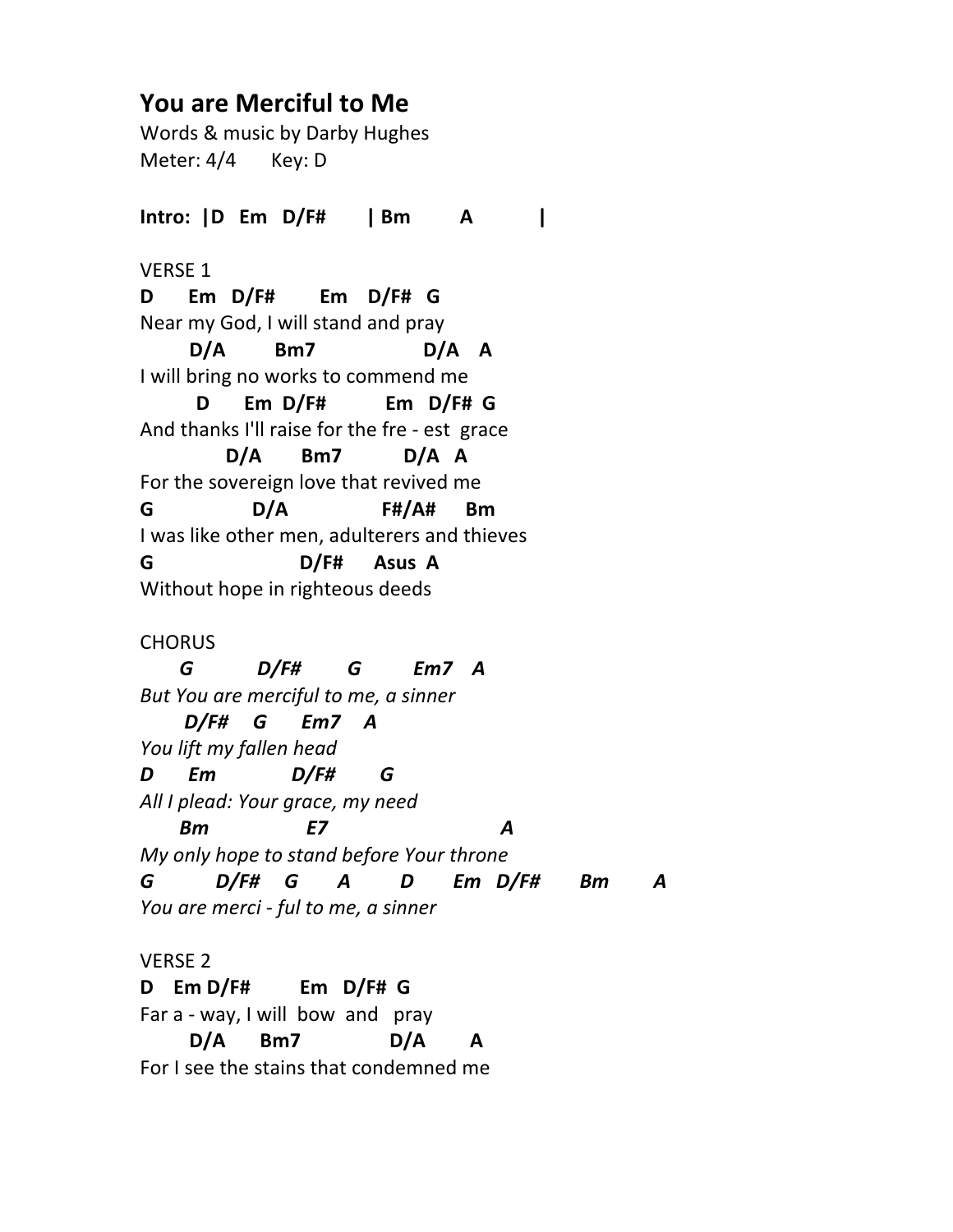# You are Merciful to Me

Words & music by Darby Hughes
Meter: 4/4    Key: D

**Intro: |D  Em  D/F#    | Bm    A    |**

VERSE 1

```
D     Em  D/F#      Em   D/F#  G
Near my God, I will stand and pray
      D/A       Bm7              D/A   A
I will bring no works to commend me
        D      Em  D/F#        Em   D/F# G
And thanks I'll raise for the fre - est  grace
           D/A      Bm7         D/A  A
For the sovereign love that revived me
G              D/A              F#/A#    Bm
I was like other men, adulterers and thieves
G                    D/F#     Asus  A
Without hope in righteous deeds
```

CHORUS

```
     G          D/F#       G        Em7   A
But You are merciful to me, a sinner
      D/F#    G      Em7    A
You lift my fallen head
D      Em           D/F#       G
All I plead: Your grace, my need
     Bm              E7                       A
My only hope to stand before Your throne
G         D/F#    G      A       D      Em  D/F#      Bm       A
You are merci - ful to me, a sinner
```

VERSE 2

```
D   Em D/F#       Em   D/F#  G
Far a - way, I will  bow  and  pray
      D/A      Bm7             D/A       A
For I see the stains that condemned me
```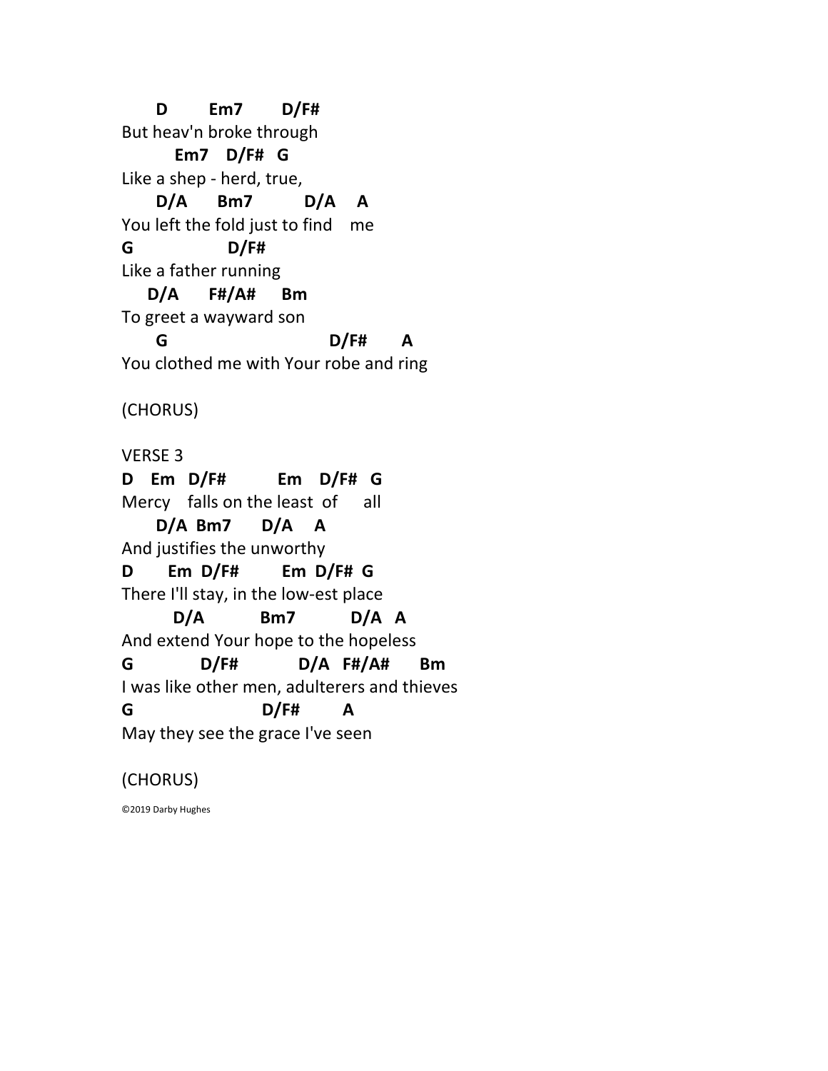```
      D        Em7       D/F#
But heav'n broke through
         Em7    D/F#   G
Like a shep - herd, true,
      D/A      Bm7          D/A     A
You left the fold just to find    me
G                 D/F#
Like a father running
    D/A      F#/A#     Bm
To greet a wayward son
      G                            D/F#       A
You clothed me with Your robe and ring
```

(CHORUS)

VERSE 3

```
D   Em  D/F#          Em   D/F#   G
Mercy    falls on the least  of      all
      D/A  Bm7      D/A     A
And justifies the unworthy
D       Em  D/F#         Em  D/F#  G
There I'll stay, in the low-est place
         D/A           Bm7          D/A  A
And extend Your hope to the hopeless
G            D/F#           D/A   F#/A#      Bm
I was like other men, adulterers and thieves
G                      D/F#        A
May they see the grace I've seen
```

(CHORUS)

©2019 Darby Hughes